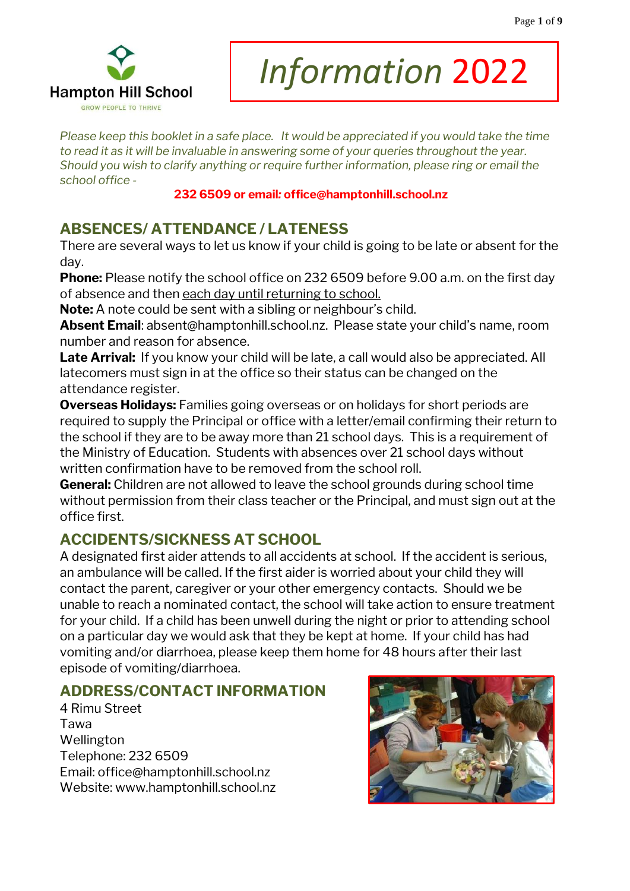Hampton Hill School

GROW PEOPLE TO THRIVE

# Information 2022

*Please keep this booklet in a safe place. It would be appreciated if you would take the time to read it as it will be invaluable in answering some of your queries throughout the year. Should you wish to clarify anything or require further information, please ring or email the school office -*

**232 6509 or email: office@hamptonhill.school.nz**

## ABSENCES/ ATTENDANCE / LATENESS

There are several ways to let us know if your child is going to be late or absent for the day.

**Phone:** Please notify the school office on 232 6509 before 9.00 a.m. on the first day of absence and then each day until returning to school.

**Note:** A note could be sent with a sibling or neighbour's child.

**Absent Email**: absent@hamptonhill.school.nz. Please state your child's name, room number and reason for absence.

**Late Arrival:** If you know your child will be late, a call would also be appreciated. All latecomers must sign in at the office so their status can be changed on the attendance register.

**Overseas Holidays:** Families going overseas or on holidays for short periods are required to supply the Principal or office with a letter/email confirming their return to the school if they are to be away more than 21 school days. This is a requirement of the Ministry of Education. Students with absences over 21 school days without written confirmation have to be removed from the school roll.

**General:** Children are not allowed to leave the school grounds during school time without permission from their class teacher or the Principal, and must sign out at the office first.

## ACCIDENTS/SICKNESS AT SCHOOL

A designated first aider attends to all accidents at school. If the accident is serious, an ambulance will be called. If the first aider is worried about your child they will contact the parent, caregiver or your other emergency contacts. Should we be unable to reach a nominated contact, the school will take action to ensure treatment for your child. If a child has been unwell during the night or prior to attending school on a particular day we would ask that they be kept at home. If your child has had vomiting and/or diarrhoea, please keep them home for 48 hours after their last episode of vomiting/diarrhoea.

## ADDRESS/CONTACT INFORMATION

4 Rimu Street
Tawa
Wellington
Telephone: 232 6509
Email: office@hamptonhill.school.nz
Website: www.hamptonhill.school.nz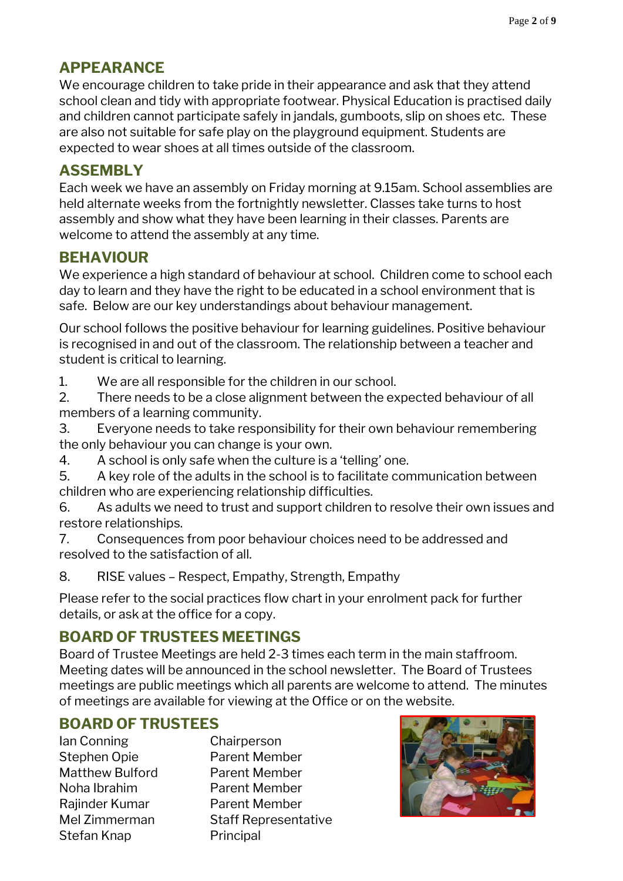## APPEARANCE

We encourage children to take pride in their appearance and ask that they attend school clean and tidy with appropriate footwear. Physical Education is practised daily and children cannot participate safely in jandals, gumboots, slip on shoes etc. These are also not suitable for safe play on the playground equipment. Students are expected to wear shoes at all times outside of the classroom.

## ASSEMBLY

Each week we have an assembly on Friday morning at 9.15am. School assemblies are held alternate weeks from the fortnightly newsletter. Classes take turns to host assembly and show what they have been learning in their classes. Parents are welcome to attend the assembly at any time.

## BEHAVIOUR

We experience a high standard of behaviour at school. Children come to school each day to learn and they have the right to be educated in a school environment that is safe. Below are our key understandings about behaviour management.

Our school follows the positive behaviour for learning guidelines. Positive behaviour is recognised in and out of the classroom. The relationship between a teacher and student is critical to learning.

1. We are all responsible for the children in our school.
2. There needs to be a close alignment between the expected behaviour of all members of a learning community.
3. Everyone needs to take responsibility for their own behaviour remembering the only behaviour you can change is your own.
4. A school is only safe when the culture is a 'telling' one.
5. A key role of the adults in the school is to facilitate communication between children who are experiencing relationship difficulties.
6. As adults we need to trust and support children to resolve their own issues and restore relationships.
7. Consequences from poor behaviour choices need to be addressed and resolved to the satisfaction of all.
8. RISE values – Respect, Empathy, Strength, Empathy

Please refer to the social practices flow chart in your enrolment pack for further details, or ask at the office for a copy.

## BOARD OF TRUSTEES MEETINGS

Board of Trustee Meetings are held 2-3 times each term in the main staffroom. Meeting dates will be announced in the school newsletter. The Board of Trustees meetings are public meetings which all parents are welcome to attend. The minutes of meetings are available for viewing at the Office or on the website.

## BOARD OF TRUSTEES

| | |
|---|---|
| Ian Conning | Chairperson |
| Stephen Opie | Parent Member |
| Matthew Bulford | Parent Member |
| Noha Ibrahim | Parent Member |
| Rajinder Kumar | Parent Member |
| Mel Zimmerman | Staff Representative |
| Stefan Knap | Principal |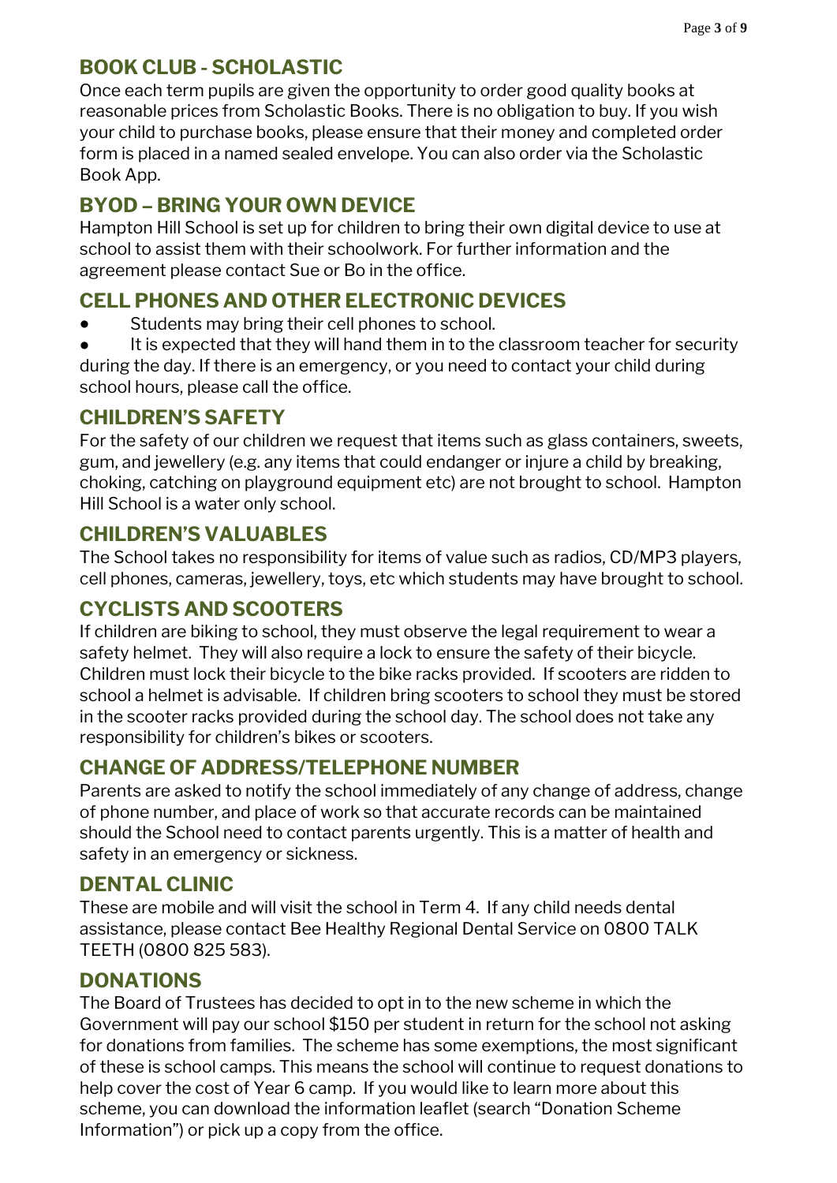## BOOK CLUB - SCHOLASTIC

Once each term pupils are given the opportunity to order good quality books at reasonable prices from Scholastic Books. There is no obligation to buy. If you wish your child to purchase books, please ensure that their money and completed order form is placed in a named sealed envelope. You can also order via the Scholastic Book App.

## BYOD – BRING YOUR OWN DEVICE

Hampton Hill School is set up for children to bring their own digital device to use at school to assist them with their schoolwork. For further information and the agreement please contact Sue or Bo in the office.

## CELL PHONES AND OTHER ELECTRONIC DEVICES

- Students may bring their cell phones to school.
- It is expected that they will hand them in to the classroom teacher for security during the day. If there is an emergency, or you need to contact your child during school hours, please call the office.

## CHILDREN'S SAFETY

For the safety of our children we request that items such as glass containers, sweets, gum, and jewellery (e.g. any items that could endanger or injure a child by breaking, choking, catching on playground equipment etc) are not brought to school. Hampton Hill School is a water only school.

## CHILDREN'S VALUABLES

The School takes no responsibility for items of value such as radios, CD/MP3 players, cell phones, cameras, jewellery, toys, etc which students may have brought to school.

## CYCLISTS AND SCOOTERS

If children are biking to school, they must observe the legal requirement to wear a safety helmet. They will also require a lock to ensure the safety of their bicycle. Children must lock their bicycle to the bike racks provided. If scooters are ridden to school a helmet is advisable. If children bring scooters to school they must be stored in the scooter racks provided during the school day. The school does not take any responsibility for children's bikes or scooters.

## CHANGE OF ADDRESS/TELEPHONE NUMBER

Parents are asked to notify the school immediately of any change of address, change of phone number, and place of work so that accurate records can be maintained should the School need to contact parents urgently. This is a matter of health and safety in an emergency or sickness.

## DENTAL CLINIC

These are mobile and will visit the school in Term 4. If any child needs dental assistance, please contact Bee Healthy Regional Dental Service on 0800 TALK TEETH (0800 825 583).

## DONATIONS

The Board of Trustees has decided to opt in to the new scheme in which the Government will pay our school $150 per student in return for the school not asking for donations from families. The scheme has some exemptions, the most significant of these is school camps. This means the school will continue to request donations to help cover the cost of Year 6 camp. If you would like to learn more about this scheme, you can download the information leaflet (search "Donation Scheme Information") or pick up a copy from the office.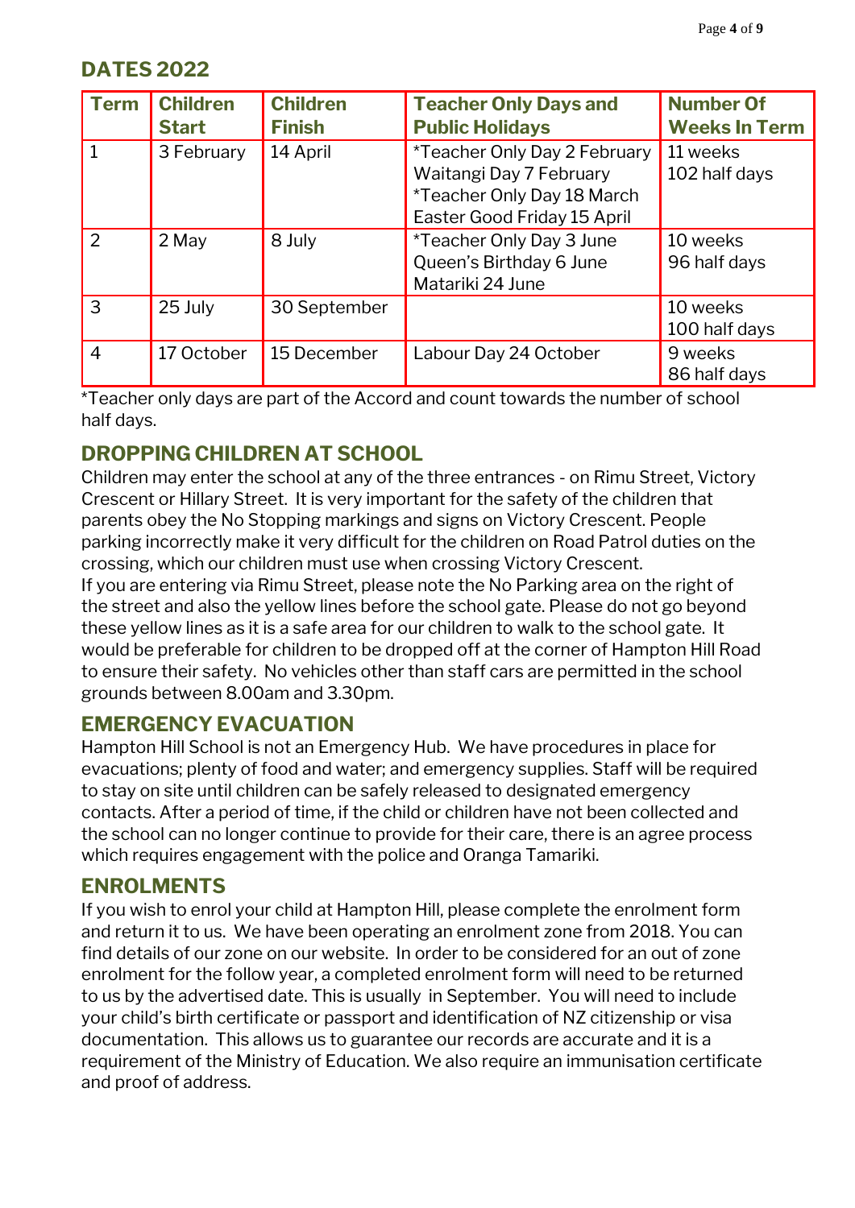## DATES 2022

| Term | Children Start | Children Finish | Teacher Only Days and Public Holidays | Number Of Weeks In Term |
|---|---|---|---|---|
| 1 | 3 February | 14 April | *Teacher Only Day 2 February<br>Waitangi Day 7 February<br>*Teacher Only Day 18 March<br>Easter Good Friday 15 April | 11 weeks<br>102 half days |
| 2 | 2 May | 8 July | *Teacher Only Day 3 June<br>Queen's Birthday 6 June<br>Matariki 24 June | 10 weeks<br>96 half days |
| 3 | 25 July | 30 September | | 10 weeks<br>100 half days |
| 4 | 17 October | 15 December | Labour Day 24 October | 9 weeks<br>86 half days |

*Teacher only days are part of the Accord and count towards the number of school half days.

## DROPPING CHILDREN AT SCHOOL

Children may enter the school at any of the three entrances - on Rimu Street, Victory Crescent or Hillary Street. It is very important for the safety of the children that parents obey the No Stopping markings and signs on Victory Crescent. People parking incorrectly make it very difficult for the children on Road Patrol duties on the crossing, which our children must use when crossing Victory Crescent.
If you are entering via Rimu Street, please note the No Parking area on the right of the street and also the yellow lines before the school gate. Please do not go beyond these yellow lines as it is a safe area for our children to walk to the school gate. It would be preferable for children to be dropped off at the corner of Hampton Hill Road to ensure their safety. No vehicles other than staff cars are permitted in the school grounds between 8.00am and 3.30pm.

## EMERGENCY EVACUATION

Hampton Hill School is not an Emergency Hub. We have procedures in place for evacuations; plenty of food and water; and emergency supplies. Staff will be required to stay on site until children can be safely released to designated emergency contacts. After a period of time, if the child or children have not been collected and the school can no longer continue to provide for their care, there is an agree process which requires engagement with the police and Oranga Tamariki.

## ENROLMENTS

If you wish to enrol your child at Hampton Hill, please complete the enrolment form and return it to us. We have been operating an enrolment zone from 2018. You can find details of our zone on our website. In order to be considered for an out of zone enrolment for the follow year, a completed enrolment form will need to be returned to us by the advertised date. This is usually in September. You will need to include your child's birth certificate or passport and identification of NZ citizenship or visa documentation. This allows us to guarantee our records are accurate and it is a requirement of the Ministry of Education. We also require an immunisation certificate and proof of address.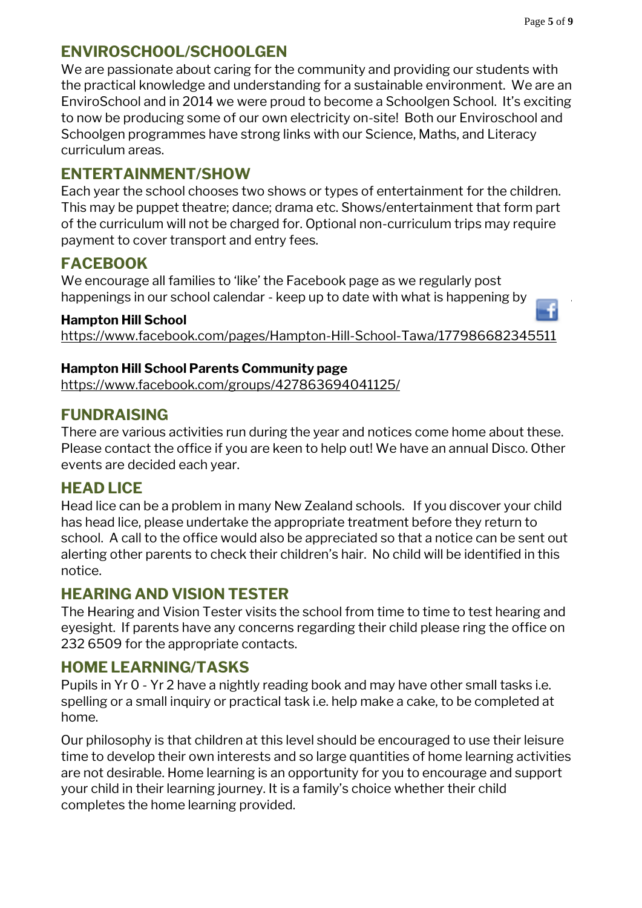## ENVIROSCHOOL/SCHOOLGEN

We are passionate about caring for the community and providing our students with the practical knowledge and understanding for a sustainable environment. We are an EnviroSchool and in 2014 we were proud to become a Schoolgen School. It's exciting to now be producing some of our own electricity on-site! Both our Enviroschool and Schoolgen programmes have strong links with our Science, Maths, and Literacy curriculum areas.

## ENTERTAINMENT/SHOW

Each year the school chooses two shows or types of entertainment for the children. This may be puppet theatre; dance; drama etc. Shows/entertainment that form part of the curriculum will not be charged for. Optional non-curriculum trips may require payment to cover transport and entry fees.

## FACEBOOK

We encourage all families to 'like' the Facebook page as we regularly post happenings in our school calendar - keep up to date with what is happening by

**Hampton Hill School**
https://www.facebook.com/pages/Hampton-Hill-School-Tawa/177986682345511

**Hampton Hill School Parents Community page**
https://www.facebook.com/groups/427863694041125/

## FUNDRAISING

There are various activities run during the year and notices come home about these. Please contact the office if you are keen to help out! We have an annual Disco. Other events are decided each year.

## HEAD LICE

Head lice can be a problem in many New Zealand schools. If you discover your child has head lice, please undertake the appropriate treatment before they return to school. A call to the office would also be appreciated so that a notice can be sent out alerting other parents to check their children's hair. No child will be identified in this notice.

## HEARING AND VISION TESTER

The Hearing and Vision Tester visits the school from time to time to test hearing and eyesight. If parents have any concerns regarding their child please ring the office on 232 6509 for the appropriate contacts.

## HOME LEARNING/TASKS

Pupils in Yr 0 - Yr 2 have a nightly reading book and may have other small tasks i.e. spelling or a small inquiry or practical task i.e. help make a cake, to be completed at home.

Our philosophy is that children at this level should be encouraged to use their leisure time to develop their own interests and so large quantities of home learning activities are not desirable. Home learning is an opportunity for you to encourage and support your child in their learning journey. It is a family's choice whether their child completes the home learning provided.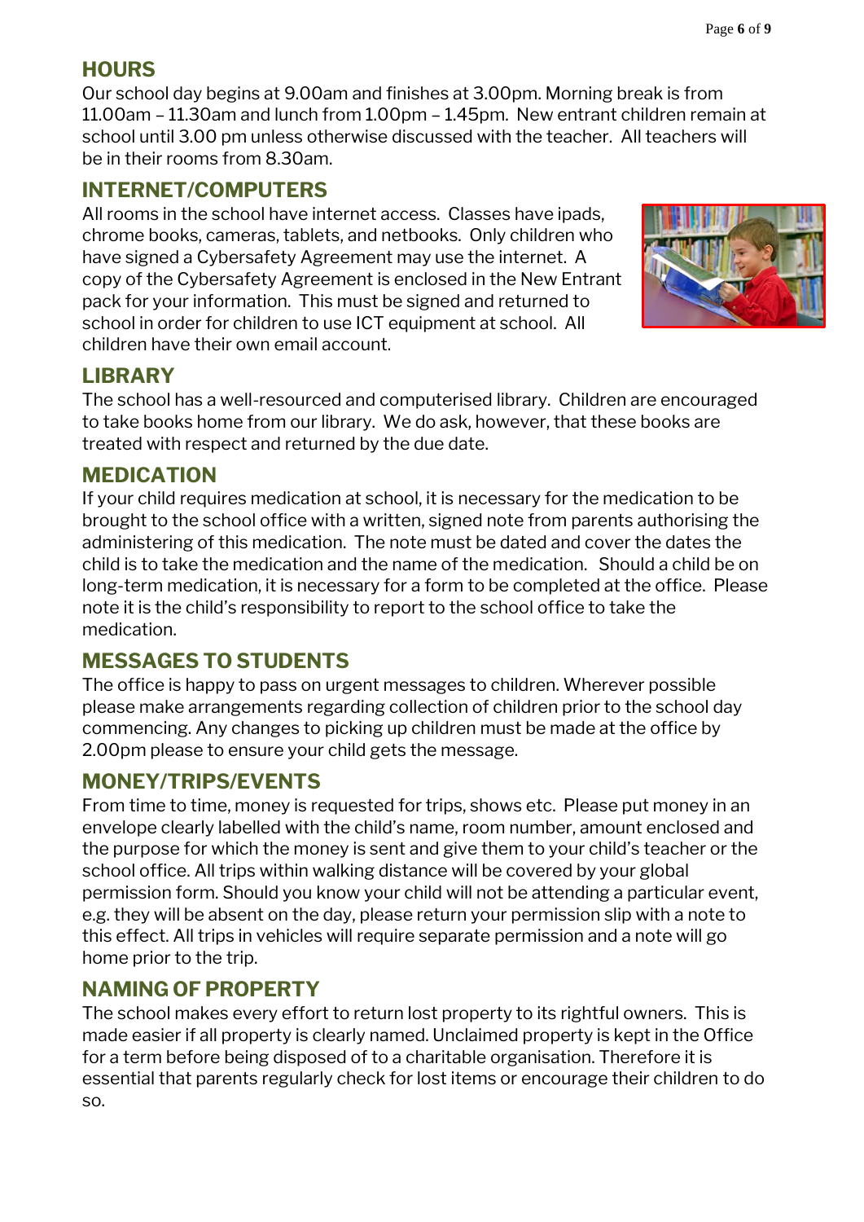## HOURS

Our school day begins at 9.00am and finishes at 3.00pm. Morning break is from 11.00am – 11.30am and lunch from 1.00pm – 1.45pm. New entrant children remain at school until 3.00 pm unless otherwise discussed with the teacher. All teachers will be in their rooms from 8.30am.

## INTERNET/COMPUTERS

All rooms in the school have internet access. Classes have ipads, chrome books, cameras, tablets, and netbooks. Only children who have signed a Cybersafety Agreement may use the internet. A copy of the Cybersafety Agreement is enclosed in the New Entrant pack for your information. This must be signed and returned to school in order for children to use ICT equipment at school. All children have their own email account.

## LIBRARY

The school has a well-resourced and computerised library. Children are encouraged to take books home from our library. We do ask, however, that these books are treated with respect and returned by the due date.

## MEDICATION

If your child requires medication at school, it is necessary for the medication to be brought to the school office with a written, signed note from parents authorising the administering of this medication. The note must be dated and cover the dates the child is to take the medication and the name of the medication. Should a child be on long-term medication, it is necessary for a form to be completed at the office. Please note it is the child's responsibility to report to the school office to take the medication.

## MESSAGES TO STUDENTS

The office is happy to pass on urgent messages to children. Wherever possible please make arrangements regarding collection of children prior to the school day commencing. Any changes to picking up children must be made at the office by 2.00pm please to ensure your child gets the message.

## MONEY/TRIPS/EVENTS

From time to time, money is requested for trips, shows etc. Please put money in an envelope clearly labelled with the child's name, room number, amount enclosed and the purpose for which the money is sent and give them to your child's teacher or the school office. All trips within walking distance will be covered by your global permission form. Should you know your child will not be attending a particular event, e.g. they will be absent on the day, please return your permission slip with a note to this effect. All trips in vehicles will require separate permission and a note will go home prior to the trip.

## NAMING OF PROPERTY

The school makes every effort to return lost property to its rightful owners. This is made easier if all property is clearly named. Unclaimed property is kept in the Office for a term before being disposed of to a charitable organisation. Therefore it is essential that parents regularly check for lost items or encourage their children to do so.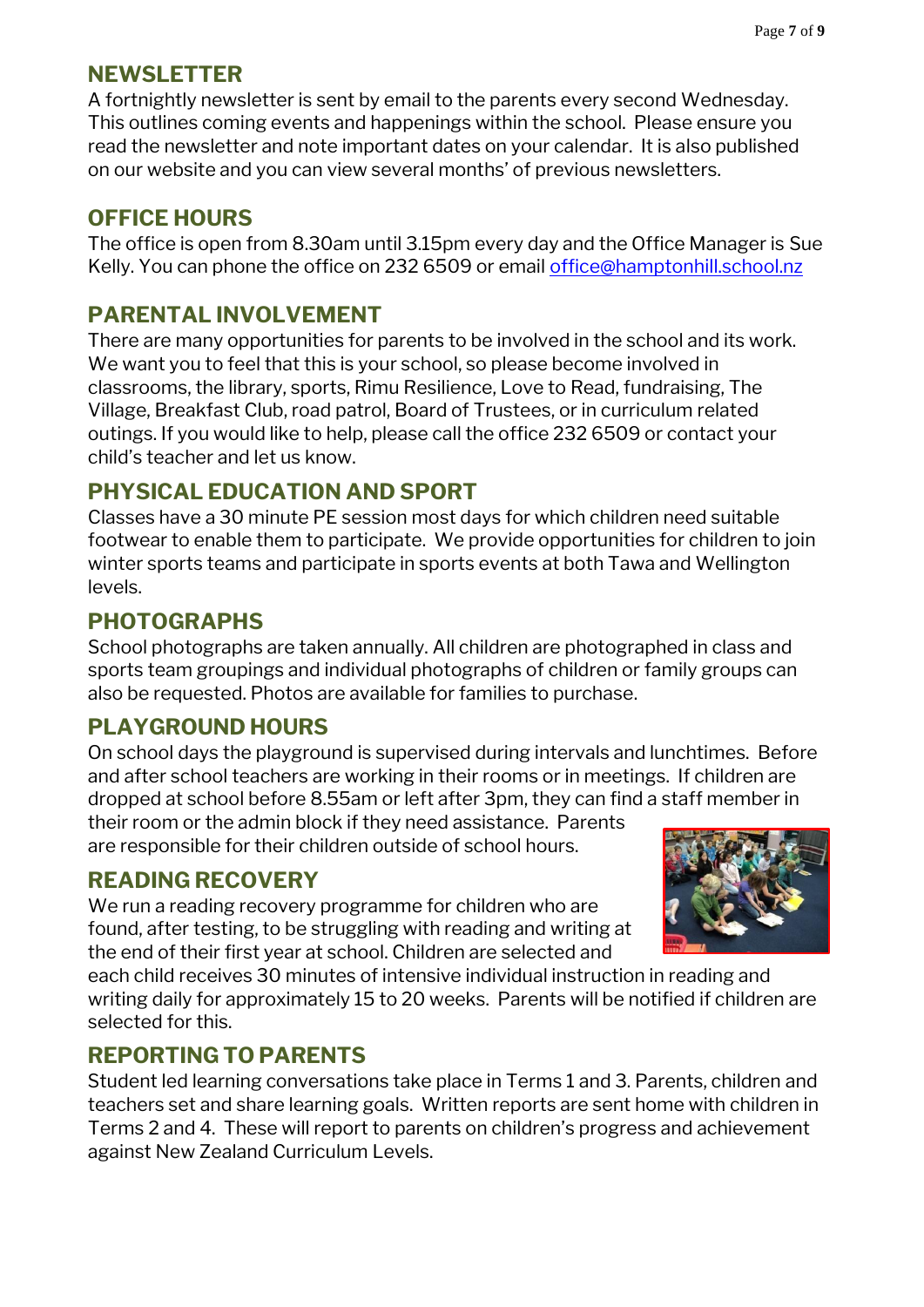## NEWSLETTER

A fortnightly newsletter is sent by email to the parents every second Wednesday. This outlines coming events and happenings within the school. Please ensure you read the newsletter and note important dates on your calendar. It is also published on our website and you can view several months' of previous newsletters.

## OFFICE HOURS

The office is open from 8.30am until 3.15pm every day and the Office Manager is Sue Kelly. You can phone the office on 232 6509 or email office@hamptonhill.school.nz

## PARENTAL INVOLVEMENT

There are many opportunities for parents to be involved in the school and its work. We want you to feel that this is your school, so please become involved in classrooms, the library, sports, Rimu Resilience, Love to Read, fundraising, The Village, Breakfast Club, road patrol, Board of Trustees, or in curriculum related outings. If you would like to help, please call the office 232 6509 or contact your child's teacher and let us know.

## PHYSICAL EDUCATION AND SPORT

Classes have a 30 minute PE session most days for which children need suitable footwear to enable them to participate. We provide opportunities for children to join winter sports teams and participate in sports events at both Tawa and Wellington levels.

## PHOTOGRAPHS

School photographs are taken annually. All children are photographed in class and sports team groupings and individual photographs of children or family groups can also be requested. Photos are available for families to purchase.

## PLAYGROUND HOURS

On school days the playground is supervised during intervals and lunchtimes. Before and after school teachers are working in their rooms or in meetings. If children are dropped at school before 8.55am or left after 3pm, they can find a staff member in their room or the admin block if they need assistance. Parents are responsible for their children outside of school hours.

## READING RECOVERY

We run a reading recovery programme for children who are found, after testing, to be struggling with reading and writing at the end of their first year at school. Children are selected and each child receives 30 minutes of intensive individual instruction in reading and writing daily for approximately 15 to 20 weeks. Parents will be notified if children are selected for this.

## REPORTING TO PARENTS

Student led learning conversations take place in Terms 1 and 3. Parents, children and teachers set and share learning goals. Written reports are sent home with children in Terms 2 and 4. These will report to parents on children's progress and achievement against New Zealand Curriculum Levels.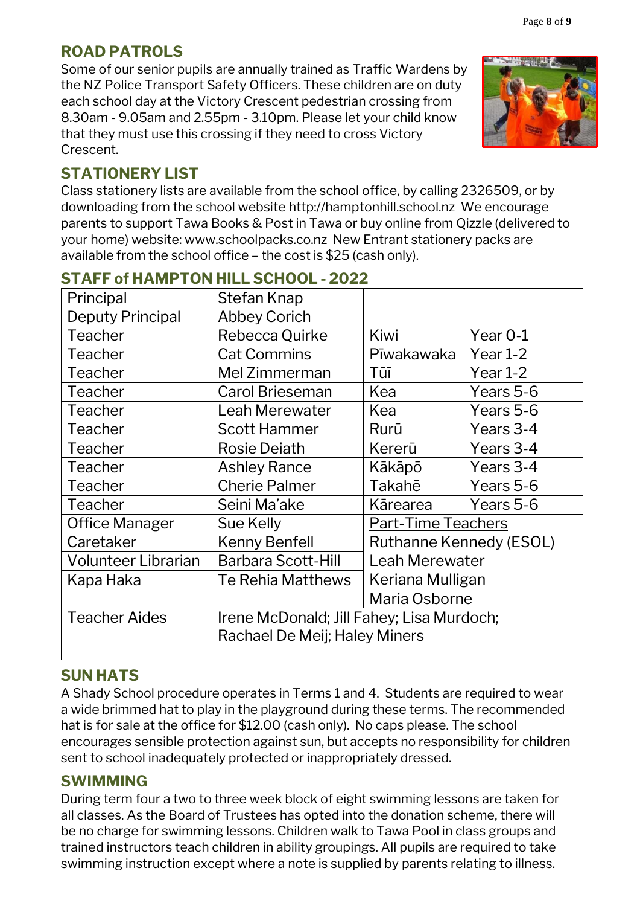## ROAD PATROLS

Some of our senior pupils are annually trained as Traffic Wardens by the NZ Police Transport Safety Officers. These children are on duty each school day at the Victory Crescent pedestrian crossing from 8.30am - 9.05am and 2.55pm - 3.10pm. Please let your child know that they must use this crossing if they need to cross Victory Crescent.

## STATIONERY LIST

Class stationery lists are available from the school office, by calling 2326509, or by downloading from the school website http://hamptonhill.school.nz We encourage parents to support Tawa Books & Post in Tawa or buy online from Qizzle (delivered to your home) website: www.schoolpacks.co.nz New Entrant stationery packs are available from the school office – the cost is $25 (cash only).

## STAFF of HAMPTON HILL SCHOOL - 2022

| Principal | Stefan Knap | | |
|---|---|---|---|
| Deputy Principal | Abbey Corich | | |
| Teacher | Rebecca Quirke | Kiwi | Year 0-1 |
| Teacher | Cat Commins | Pīwakawaka | Year 1-2 |
| Teacher | Mel Zimmerman | Tūī | Year 1-2 |
| Teacher | Carol Brieseman | Kea | Years 5-6 |
| Teacher | Leah Merewater | Kea | Years 5-6 |
| Teacher | Scott Hammer | Rurū | Years 3-4 |
| Teacher | Rosie Deiath | Kererū | Years 3-4 |
| Teacher | Ashley Rance | Kākāpō | Years 3-4 |
| Teacher | Cherie Palmer | Takahē | Years 5-6 |
| Teacher | Seini Ma'ake | Kārearea | Years 5-6 |
| Office Manager | Sue Kelly | Part-Time Teachers | |
| Caretaker | Kenny Benfell | Ruthanne Kennedy (ESOL) | |
| Volunteer Librarian | Barbara Scott-Hill | Leah Merewater | |
| Kapa Haka | Te Rehia Matthews | Keriana Mulligan<br>Maria Osborne | |
| Teacher Aides | Irene McDonald; Jill Fahey; Lisa Murdoch; Rachael De Meij; Haley Miners | | |

## SUN HATS

A Shady School procedure operates in Terms 1 and 4. Students are required to wear a wide brimmed hat to play in the playground during these terms. The recommended hat is for sale at the office for $12.00 (cash only). No caps please. The school encourages sensible protection against sun, but accepts no responsibility for children sent to school inadequately protected or inappropriately dressed.

## SWIMMING

During term four a two to three week block of eight swimming lessons are taken for all classes. As the Board of Trustees has opted into the donation scheme, there will be no charge for swimming lessons. Children walk to Tawa Pool in class groups and trained instructors teach children in ability groupings. All pupils are required to take swimming instruction except where a note is supplied by parents relating to illness.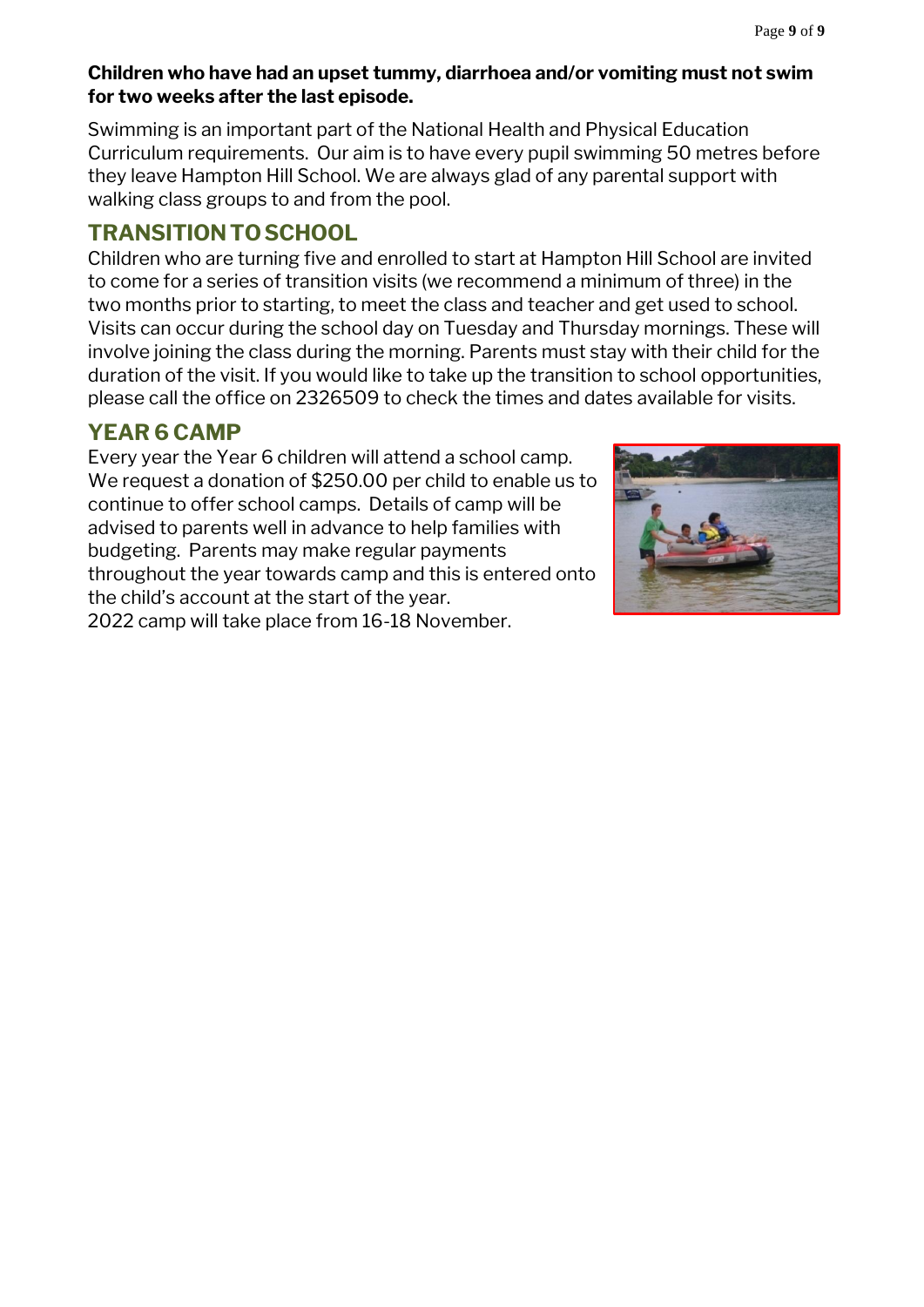**Children who have had an upset tummy, diarrhoea and/or vomiting must not swim for two weeks after the last episode.**

Swimming is an important part of the National Health and Physical Education Curriculum requirements. Our aim is to have every pupil swimming 50 metres before they leave Hampton Hill School. We are always glad of any parental support with walking class groups to and from the pool.

## TRANSITION TO SCHOOL

Children who are turning five and enrolled to start at Hampton Hill School are invited to come for a series of transition visits (we recommend a minimum of three) in the two months prior to starting, to meet the class and teacher and get used to school. Visits can occur during the school day on Tuesday and Thursday mornings. These will involve joining the class during the morning. Parents must stay with their child for the duration of the visit. If you would like to take up the transition to school opportunities, please call the office on 2326509 to check the times and dates available for visits.

## YEAR 6 CAMP

Every year the Year 6 children will attend a school camp. We request a donation of $250.00 per child to enable us to continue to offer school camps. Details of camp will be advised to parents well in advance to help families with budgeting. Parents may make regular payments throughout the year towards camp and this is entered onto the child's account at the start of the year.
2022 camp will take place from 16-18 November.